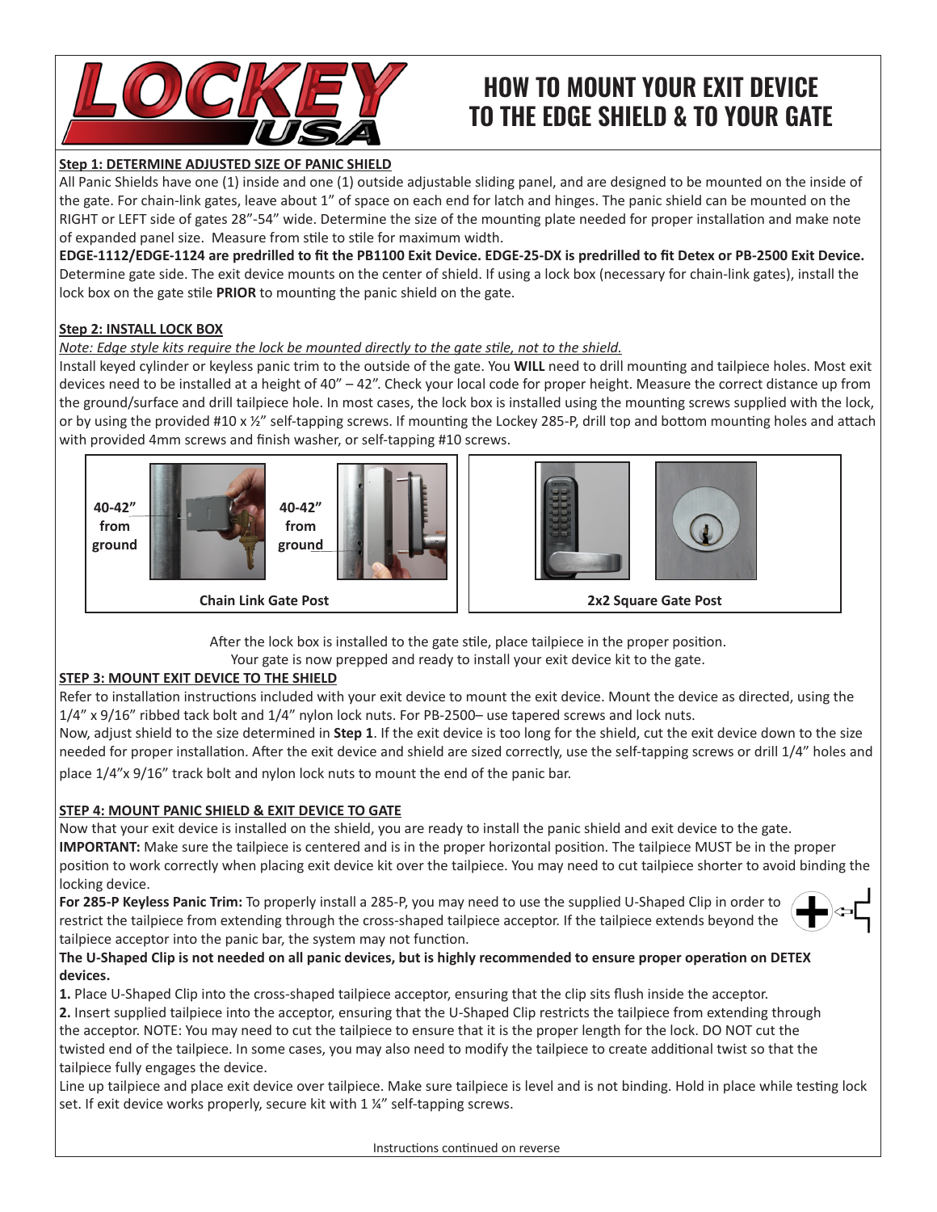# HOW TO MOUNT YOUR EXIT DEVICE TO THE EDGE SHIELD & TO YOUR GATE

**Step 1: DETERMINE ADJUSTED SIZE OF PANIC SHIELD**

All Panic Shields have one (1) inside and one (1) outside adjustable sliding panel, and are designed to be mounted on the inside of the gate. For chain-link gates, leave about 1" of space on each end for latch and hinges. The panic shield can be mounted on the RIGHT or LEFT side of gates 28"-54" wide. Determine the size of the mounting plate needed for proper installation and make note of expanded panel size. Measure from stile to stile for maximum width.

**EDGE-1112/EDGE-1124 are predrilled to fit the PB1100 Exit Device. EDGE-25-DX is predrilled to fit Detex or PB-2500 Exit Device.** Determine gate side. The exit device mounts on the center of shield. If using a lock box (necessary for chain-link gates), install the lock box on the gate stile **PRIOR** to mounting the panic shield on the gate.

**Step 2: INSTALL LOCK BOX**

*Note: Edge style kits require the lock be mounted directly to the gate stile, not to the shield.*

Install keyed cylinder or keyless panic trim to the outside of the gate. You **WILL** need to drill mounting and tailpiece holes. Most exit devices need to be installed at a height of 40" – 42". Check your local code for proper height. Measure the correct distance up from the ground/surface and drill tailpiece hole. In most cases, the lock box is installed using the mounting screws supplied with the lock, or by using the provided #10 x ½" self-tapping screws. If mounting the Lockey 285-P, drill top and bottom mounting holes and attach with provided 4mm screws and finish washer, or self-tapping #10 screws.

40-42" from ground

40-42" from ground

**Chain Link Gate Post**

**2x2 Square Gate Post**

After the lock box is installed to the gate stile, place tailpiece in the proper position.
Your gate is now prepped and ready to install your exit device kit to the gate.

**STEP 3: MOUNT EXIT DEVICE TO THE SHIELD**

Refer to installation instructions included with your exit device to mount the exit device. Mount the device as directed, using the 1/4" x 9/16" ribbed tack bolt and 1/4" nylon lock nuts. For PB-2500– use tapered screws and lock nuts.

Now, adjust shield to the size determined in **Step 1**. If the exit device is too long for the shield, cut the exit device down to the size needed for proper installation. After the exit device and shield are sized correctly, use the self-tapping screws or drill 1/4" holes and place 1/4"x 9/16" track bolt and nylon lock nuts to mount the end of the panic bar.

**STEP 4: MOUNT PANIC SHIELD & EXIT DEVICE TO GATE**

Now that your exit device is installed on the shield, you are ready to install the panic shield and exit device to the gate.

**IMPORTANT:** Make sure the tailpiece is centered and is in the proper horizontal position. The tailpiece MUST be in the proper position to work correctly when placing exit device kit over the tailpiece. You may need to cut tailpiece shorter to avoid binding the locking device.

**For 285-P Keyless Panic Trim:** To properly install a 285-P, you may need to use the supplied U-Shaped Clip in order to restrict the tailpiece from extending through the cross-shaped tailpiece acceptor. If the tailpiece extends beyond the tailpiece acceptor into the panic bar, the system may not function.

**The U-Shaped Clip is not needed on all panic devices, but is highly recommended to ensure proper operation on DETEX devices.**

**1.** Place U-Shaped Clip into the cross-shaped tailpiece acceptor, ensuring that the clip sits flush inside the acceptor.

**2.** Insert supplied tailpiece into the acceptor, ensuring that the U-Shaped Clip restricts the tailpiece from extending through the acceptor. NOTE: You may need to cut the tailpiece to ensure that it is the proper length for the lock. DO NOT cut the twisted end of the tailpiece. In some cases, you may also need to modify the tailpiece to create additional twist so that the tailpiece fully engages the device.

Line up tailpiece and place exit device over tailpiece. Make sure tailpiece is level and is not binding. Hold in place while testing lock set. If exit device works properly, secure kit with 1 ¼" self-tapping screws.

Instructions continued on reverse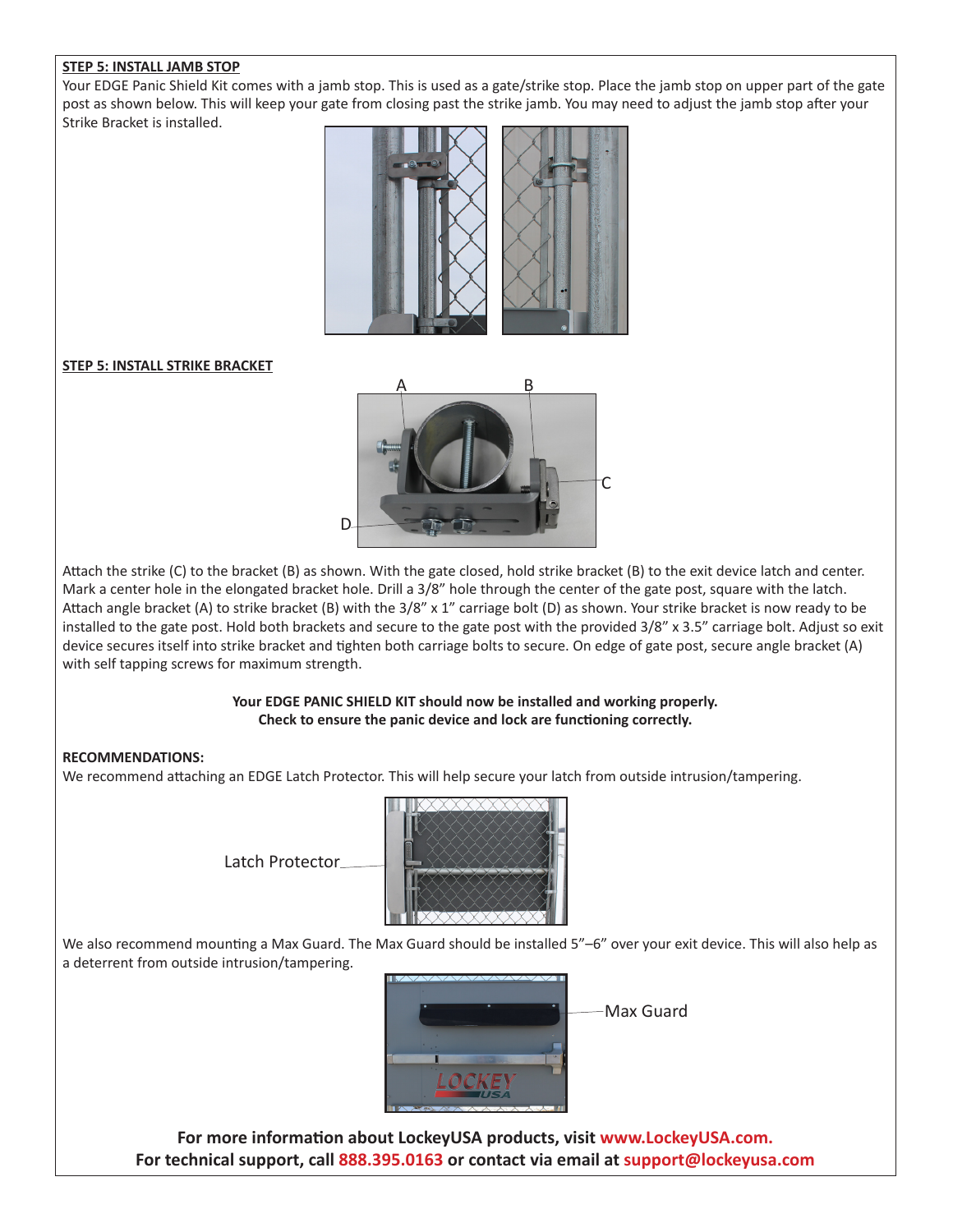**STEP 5: INSTALL JAMB STOP**

Your EDGE Panic Shield Kit comes with a jamb stop. This is used as a gate/strike stop. Place the jamb stop on upper part of the gate post as shown below. This will keep your gate from closing past the strike jamb. You may need to adjust the jamb stop after your Strike Bracket is installed.

**STEP 5: INSTALL STRIKE BRACKET**

A

B

C

D

Attach the strike (C) to the bracket (B) as shown. With the gate closed, hold strike bracket (B) to the exit device latch and center. Mark a center hole in the elongated bracket hole. Drill a 3/8" hole through the center of the gate post, square with the latch. Attach angle bracket (A) to strike bracket (B) with the 3/8" x 1" carriage bolt (D) as shown. Your strike bracket is now ready to be installed to the gate post. Hold both brackets and secure to the gate post with the provided 3/8" x 3.5" carriage bolt. Adjust so exit device secures itself into strike bracket and tighten both carriage bolts to secure. On edge of gate post, secure angle bracket (A) with self tapping screws for maximum strength.

**Your EDGE PANIC SHIELD KIT should now be installed and working properly.**
**Check to ensure the panic device and lock are functioning correctly.**

**RECOMMENDATIONS:**

We recommend attaching an EDGE Latch Protector. This will help secure your latch from outside intrusion/tampering.

Latch Protector

We also recommend mounting a Max Guard. The Max Guard should be installed 5"–6" over your exit device. This will also help as a deterrent from outside intrusion/tampering.

Max Guard

**For more information about LockeyUSA products, visit www.LockeyUSA.com.**
**For technical support, call 888.395.0163 or contact via email at support@lockeyusa.com**